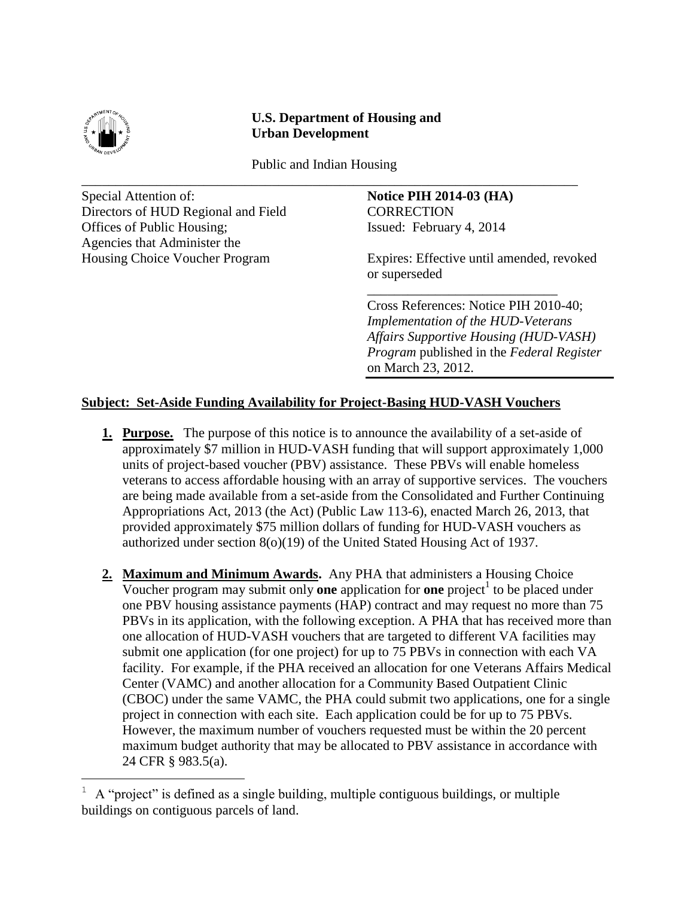**U.S. Department of Housing and Urban Development**

Public and Indian Housing

Special Attention of:
Directors of HUD Regional and Field Offices of Public Housing;
Agencies that Administer the Housing Choice Voucher Program

**Notice PIH 2014-03 (HA)**
CORRECTION
Issued: February 4, 2014

Expires: Effective until amended, revoked or superseded

Cross References: Notice PIH 2010-40; *Implementation of the HUD-Veterans Affairs Supportive Housing (HUD-VASH) Program* published in the *Federal Register* on March 23, 2012.

**Subject: Set-Aside Funding Availability for Project-Basing HUD-VASH Vouchers**

1. **Purpose.** The purpose of this notice is to announce the availability of a set-aside of approximately \$7 million in HUD-VASH funding that will support approximately 1,000 units of project-based voucher (PBV) assistance. These PBVs will enable homeless veterans to access affordable housing with an array of supportive services. The vouchers are being made available from a set-aside from the Consolidated and Further Continuing Appropriations Act, 2013 (the Act) (Public Law 113-6), enacted March 26, 2013, that provided approximately \$75 million dollars of funding for HUD-VASH vouchers as authorized under section 8(o)(19) of the United Stated Housing Act of 1937.

2. **Maximum and Minimum Awards.** Any PHA that administers a Housing Choice Voucher program may submit only **one** application for **one** project[1] to be placed under one PBV housing assistance payments (HAP) contract and may request no more than 75 PBVs in its application, with the following exception. A PHA that has received more than one allocation of HUD-VASH vouchers that are targeted to different VA facilities may submit one application (for one project) for up to 75 PBVs in connection with each VA facility. For example, if the PHA received an allocation for one Veterans Affairs Medical Center (VAMC) and another allocation for a Community Based Outpatient Clinic (CBOC) under the same VAMC, the PHA could submit two applications, one for a single project in connection with each site. Each application could be for up to 75 PBVs. However, the maximum number of vouchers requested must be within the 20 percent maximum budget authority that may be allocated to PBV assistance in accordance with 24 CFR § 983.5(a).

[1] A "project" is defined as a single building, multiple contiguous buildings, or multiple buildings on contiguous parcels of land.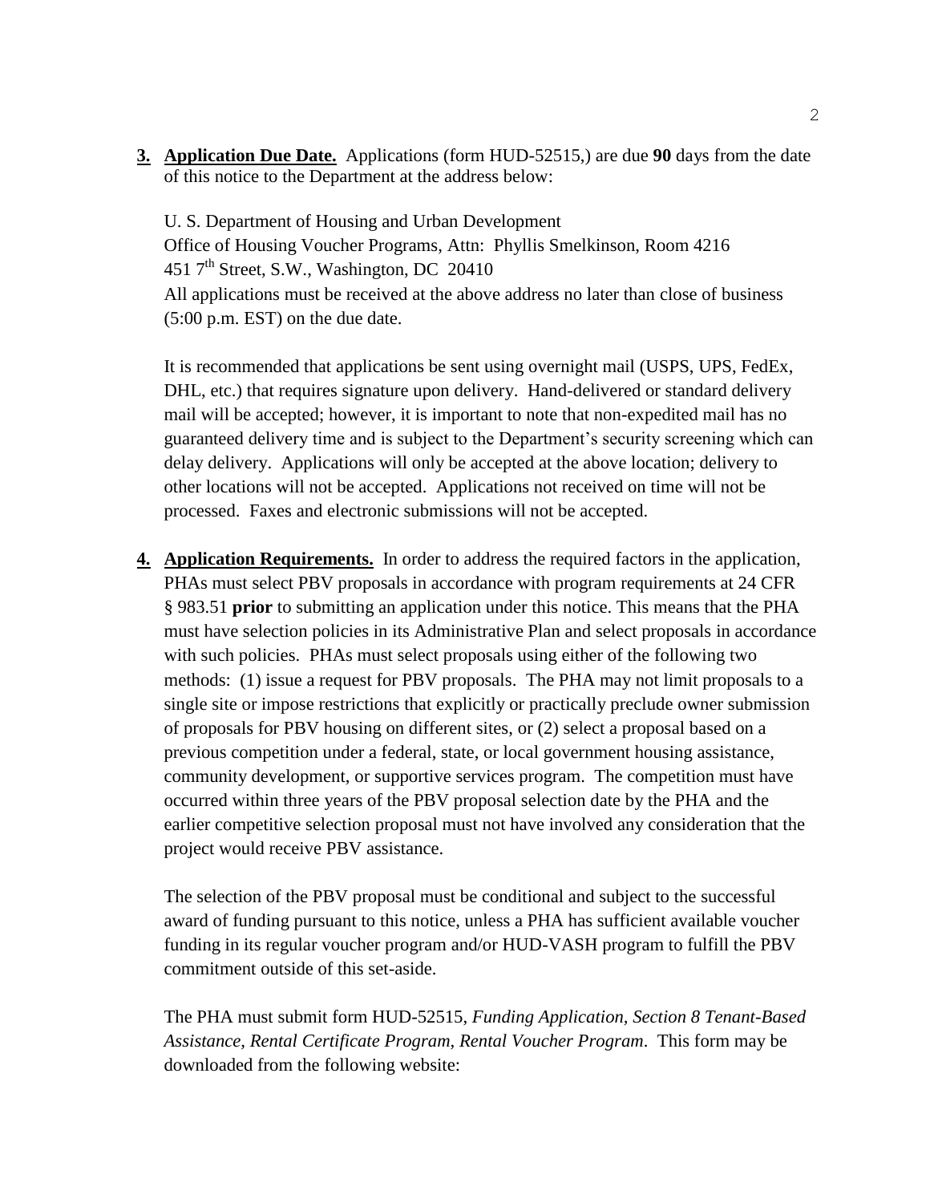**3. <u>Application Due Date.</u>** Applications (form HUD-52515,) are due **90** days from the date of this notice to the Department at the address below:

U. S. Department of Housing and Urban Development
Office of Housing Voucher Programs, Attn: Phyllis Smelkinson, Room 4216
451 7th Street, S.W., Washington, DC 20410
All applications must be received at the above address no later than close of business (5:00 p.m. EST) on the due date.

It is recommended that applications be sent using overnight mail (USPS, UPS, FedEx, DHL, etc.) that requires signature upon delivery. Hand-delivered or standard delivery mail will be accepted; however, it is important to note that non-expedited mail has no guaranteed delivery time and is subject to the Department's security screening which can delay delivery. Applications will only be accepted at the above location; delivery to other locations will not be accepted. Applications not received on time will not be processed. Faxes and electronic submissions will not be accepted.

**4. <u>Application Requirements.</u>** In order to address the required factors in the application, PHAs must select PBV proposals in accordance with program requirements at 24 CFR § 983.51 **prior** to submitting an application under this notice. This means that the PHA must have selection policies in its Administrative Plan and select proposals in accordance with such policies. PHAs must select proposals using either of the following two methods: (1) issue a request for PBV proposals. The PHA may not limit proposals to a single site or impose restrictions that explicitly or practically preclude owner submission of proposals for PBV housing on different sites, or (2) select a proposal based on a previous competition under a federal, state, or local government housing assistance, community development, or supportive services program. The competition must have occurred within three years of the PBV proposal selection date by the PHA and the earlier competitive selection proposal must not have involved any consideration that the project would receive PBV assistance.

The selection of the PBV proposal must be conditional and subject to the successful award of funding pursuant to this notice, unless a PHA has sufficient available voucher funding in its regular voucher program and/or HUD-VASH program to fulfill the PBV commitment outside of this set-aside.

The PHA must submit form HUD-52515, *Funding Application, Section 8 Tenant-Based Assistance, Rental Certificate Program, Rental Voucher Program*. This form may be downloaded from the following website: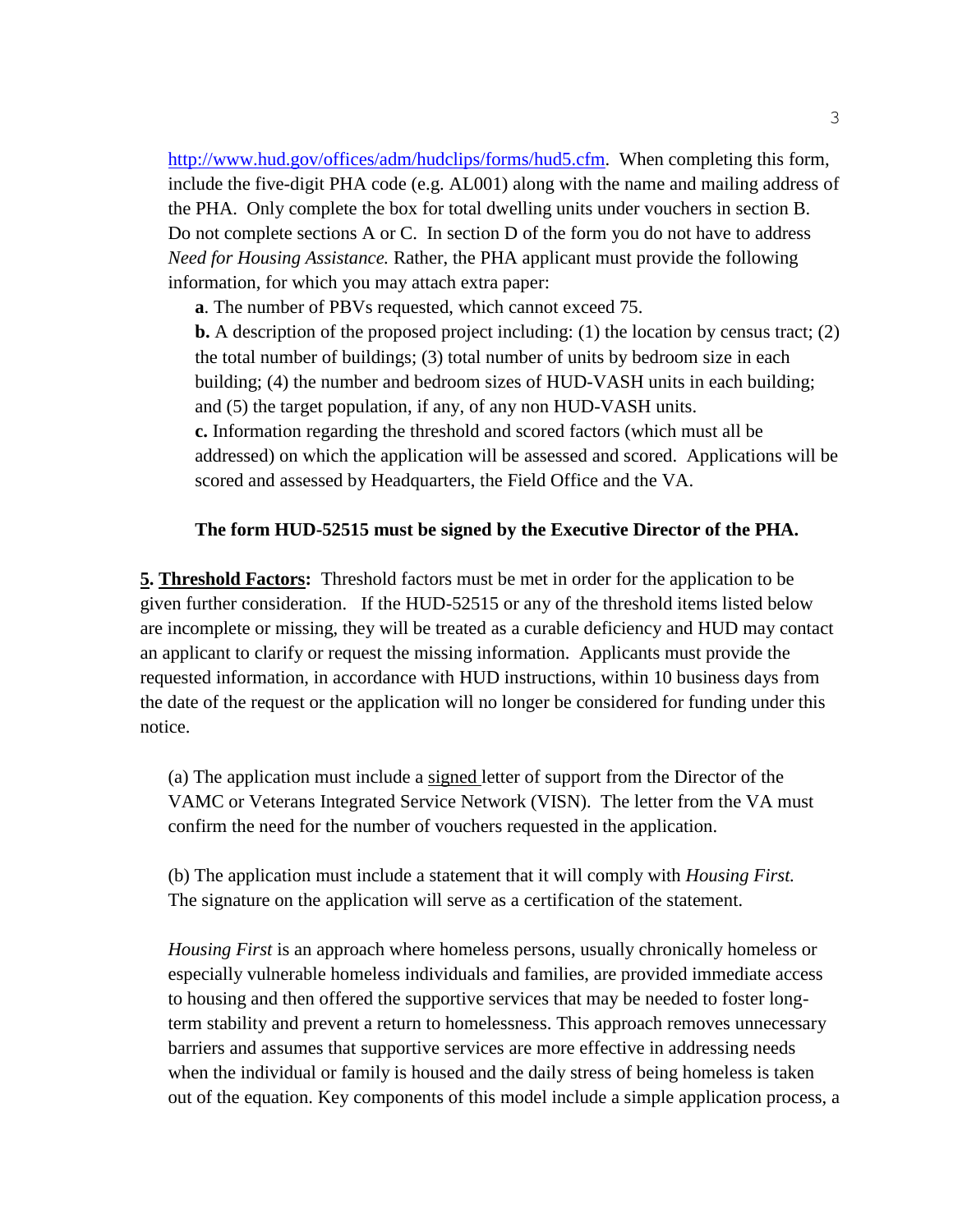http://www.hud.gov/offices/adm/hudclips/forms/hud5.cfm. When completing this form, include the five-digit PHA code (e.g. AL001) along with the name and mailing address of the PHA. Only complete the box for total dwelling units under vouchers in section B. Do not complete sections A or C. In section D of the form you do not have to address *Need for Housing Assistance.* Rather, the PHA applicant must provide the following information, for which you may attach extra paper:

**a**. The number of PBVs requested, which cannot exceed 75.

**b.** A description of the proposed project including: (1) the location by census tract; (2) the total number of buildings; (3) total number of units by bedroom size in each building; (4) the number and bedroom sizes of HUD-VASH units in each building; and (5) the target population, if any, of any non HUD-VASH units.

**c.** Information regarding the threshold and scored factors (which must all be addressed) on which the application will be assessed and scored. Applications will be scored and assessed by Headquarters, the Field Office and the VA.

**The form HUD-52515 must be signed by the Executive Director of the PHA.**

**5. Threshold Factors:** Threshold factors must be met in order for the application to be given further consideration. If the HUD-52515 or any of the threshold items listed below are incomplete or missing, they will be treated as a curable deficiency and HUD may contact an applicant to clarify or request the missing information. Applicants must provide the requested information, in accordance with HUD instructions, within 10 business days from the date of the request or the application will no longer be considered for funding under this notice.

(a) The application must include a signed letter of support from the Director of the VAMC or Veterans Integrated Service Network (VISN). The letter from the VA must confirm the need for the number of vouchers requested in the application.

(b) The application must include a statement that it will comply with *Housing First.* The signature on the application will serve as a certification of the statement.

*Housing First* is an approach where homeless persons, usually chronically homeless or especially vulnerable homeless individuals and families, are provided immediate access to housing and then offered the supportive services that may be needed to foster long-term stability and prevent a return to homelessness. This approach removes unnecessary barriers and assumes that supportive services are more effective in addressing needs when the individual or family is housed and the daily stress of being homeless is taken out of the equation. Key components of this model include a simple application process, a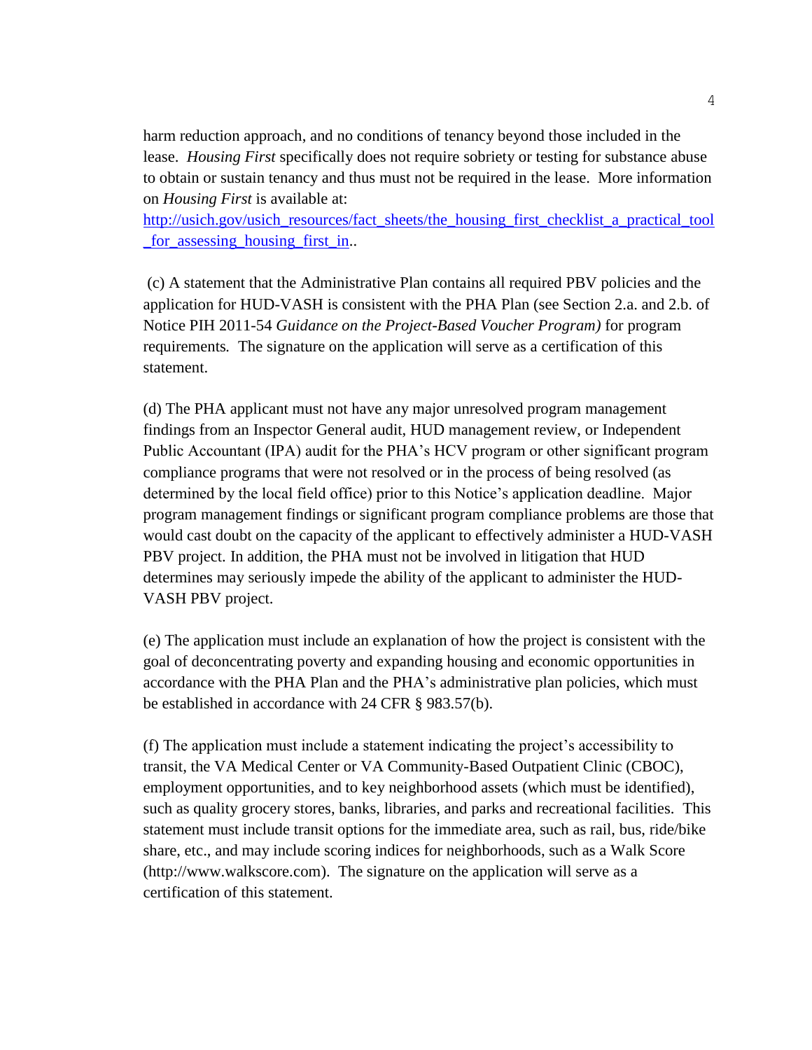harm reduction approach, and no conditions of tenancy beyond those included in the lease. *Housing First* specifically does not require sobriety or testing for substance abuse to obtain or sustain tenancy and thus must not be required in the lease. More information on *Housing First* is available at: [http://usich.gov/usich_resources/fact_sheets/the_housing_first_checklist_a_practical_tool_for_assessing_housing_first_in](http://usich.gov/usich_resources/fact_sheets/the_housing_first_checklist_a_practical_tool_for_assessing_housing_first_in)..

(c) A statement that the Administrative Plan contains all required PBV policies and the application for HUD-VASH is consistent with the PHA Plan (see Section 2.a. and 2.b. of Notice PIH 2011-54 *Guidance on the Project-Based Voucher Program)* for program requirements. The signature on the application will serve as a certification of this statement.

(d) The PHA applicant must not have any major unresolved program management findings from an Inspector General audit, HUD management review, or Independent Public Accountant (IPA) audit for the PHA's HCV program or other significant program compliance programs that were not resolved or in the process of being resolved (as determined by the local field office) prior to this Notice's application deadline. Major program management findings or significant program compliance problems are those that would cast doubt on the capacity of the applicant to effectively administer a HUD-VASH PBV project. In addition, the PHA must not be involved in litigation that HUD determines may seriously impede the ability of the applicant to administer the HUD-VASH PBV project.

(e) The application must include an explanation of how the project is consistent with the goal of deconcentrating poverty and expanding housing and economic opportunities in accordance with the PHA Plan and the PHA's administrative plan policies, which must be established in accordance with 24 CFR § 983.57(b).

(f) The application must include a statement indicating the project's accessibility to transit, the VA Medical Center or VA Community-Based Outpatient Clinic (CBOC), employment opportunities, and to key neighborhood assets (which must be identified), such as quality grocery stores, banks, libraries, and parks and recreational facilities. This statement must include transit options for the immediate area, such as rail, bus, ride/bike share, etc., and may include scoring indices for neighborhoods, such as a Walk Score (http://www.walkscore.com). The signature on the application will serve as a certification of this statement.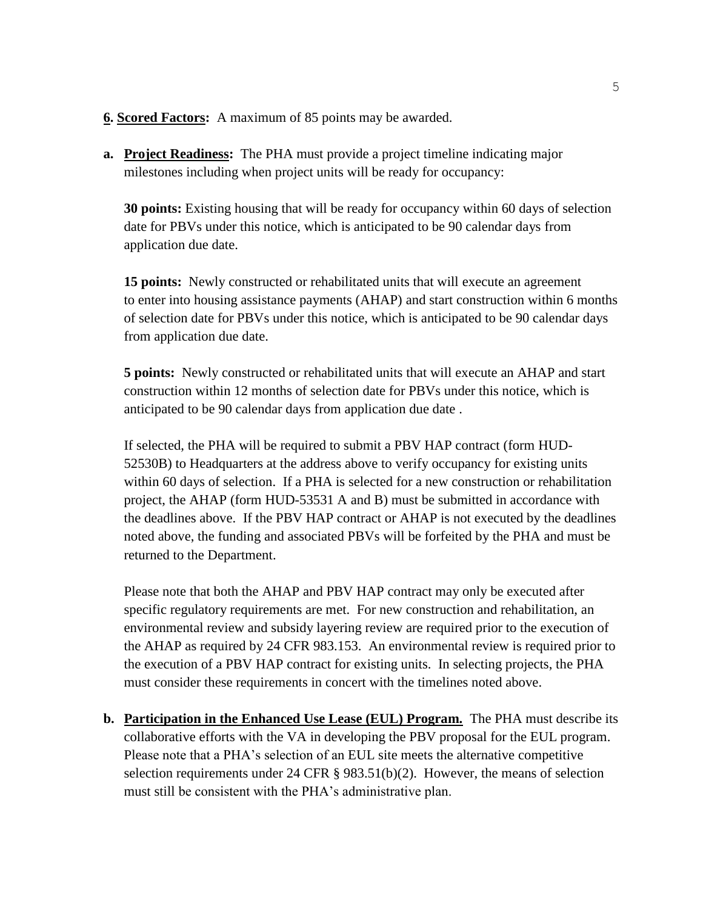**6. Scored Factors:** A maximum of 85 points may be awarded.

**a. Project Readiness:** The PHA must provide a project timeline indicating major milestones including when project units will be ready for occupancy:

**30 points:** Existing housing that will be ready for occupancy within 60 days of selection date for PBVs under this notice, which is anticipated to be 90 calendar days from application due date.

**15 points:** Newly constructed or rehabilitated units that will execute an agreement to enter into housing assistance payments (AHAP) and start construction within 6 months of selection date for PBVs under this notice, which is anticipated to be 90 calendar days from application due date.

**5 points:** Newly constructed or rehabilitated units that will execute an AHAP and start construction within 12 months of selection date for PBVs under this notice, which is anticipated to be 90 calendar days from application due date .

If selected, the PHA will be required to submit a PBV HAP contract (form HUD-52530B) to Headquarters at the address above to verify occupancy for existing units within 60 days of selection. If a PHA is selected for a new construction or rehabilitation project, the AHAP (form HUD-53531 A and B) must be submitted in accordance with the deadlines above. If the PBV HAP contract or AHAP is not executed by the deadlines noted above, the funding and associated PBVs will be forfeited by the PHA and must be returned to the Department.

Please note that both the AHAP and PBV HAP contract may only be executed after specific regulatory requirements are met. For new construction and rehabilitation, an environmental review and subsidy layering review are required prior to the execution of the AHAP as required by 24 CFR 983.153. An environmental review is required prior to the execution of a PBV HAP contract for existing units. In selecting projects, the PHA must consider these requirements in concert with the timelines noted above.

**b. Participation in the Enhanced Use Lease (EUL) Program.** The PHA must describe its collaborative efforts with the VA in developing the PBV proposal for the EUL program. Please note that a PHA's selection of an EUL site meets the alternative competitive selection requirements under 24 CFR § 983.51(b)(2). However, the means of selection must still be consistent with the PHA's administrative plan.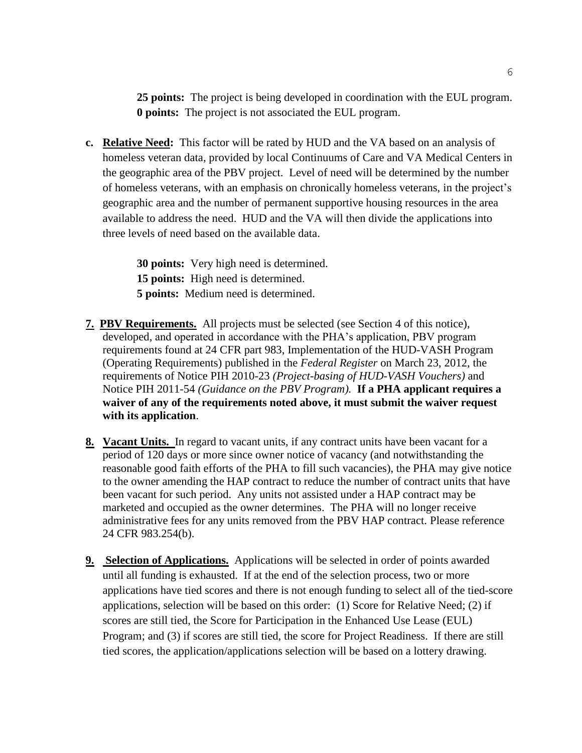**25 points:** The project is being developed in coordination with the EUL program.
**0 points:** The project is not associated the EUL program.

**c. <u>Relative Need</u>:** This factor will be rated by HUD and the VA based on an analysis of homeless veteran data, provided by local Continuums of Care and VA Medical Centers in the geographic area of the PBV project. Level of need will be determined by the number of homeless veterans, with an emphasis on chronically homeless veterans, in the project's geographic area and the number of permanent supportive housing resources in the area available to address the need. HUD and the VA will then divide the applications into three levels of need based on the available data.

**30 points:** Very high need is determined.
**15 points:** High need is determined.
**5 points:** Medium need is determined.

**7. <u>PBV Requirements.</u>** All projects must be selected (see Section 4 of this notice), developed, and operated in accordance with the PHA's application, PBV program requirements found at 24 CFR part 983, Implementation of the HUD-VASH Program (Operating Requirements) published in the *Federal Register* on March 23, 2012, the requirements of Notice PIH 2010-23 *(Project-basing of HUD-VASH Vouchers)* and Notice PIH 2011-54 *(Guidance on the PBV Program).* **If a PHA applicant requires a waiver of any of the requirements noted above, it must submit the waiver request with its application**.

**8. <u>Vacant Units.</u>** In regard to vacant units, if any contract units have been vacant for a period of 120 days or more since owner notice of vacancy (and notwithstanding the reasonable good faith efforts of the PHA to fill such vacancies), the PHA may give notice to the owner amending the HAP contract to reduce the number of contract units that have been vacant for such period. Any units not assisted under a HAP contract may be marketed and occupied as the owner determines. The PHA will no longer receive administrative fees for any units removed from the PBV HAP contract. Please reference 24 CFR 983.254(b).

**9. <u>Selection of Applications.</u>** Applications will be selected in order of points awarded until all funding is exhausted. If at the end of the selection process, two or more applications have tied scores and there is not enough funding to select all of the tied-score applications, selection will be based on this order: (1) Score for Relative Need; (2) if scores are still tied, the Score for Participation in the Enhanced Use Lease (EUL) Program; and (3) if scores are still tied, the score for Project Readiness. If there are still tied scores, the application/applications selection will be based on a lottery drawing.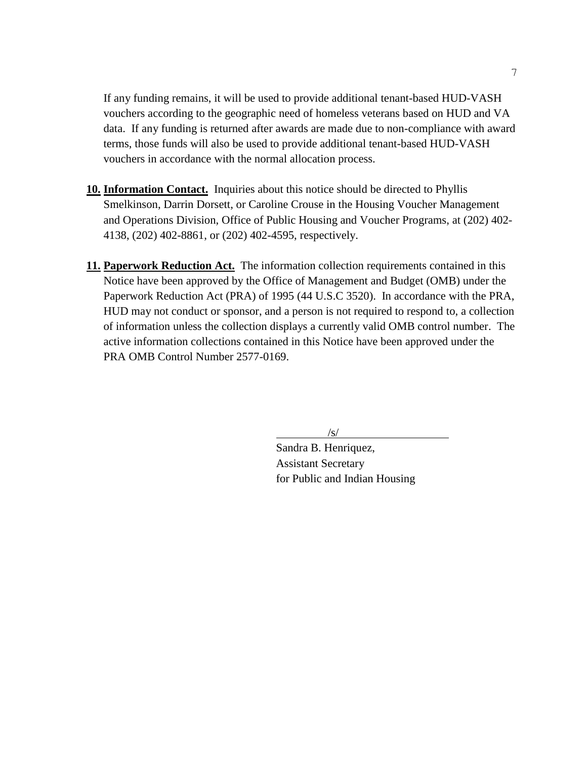If any funding remains, it will be used to provide additional tenant-based HUD-VASH vouchers according to the geographic need of homeless veterans based on HUD and VA data. If any funding is returned after awards are made due to non-compliance with award terms, those funds will also be used to provide additional tenant-based HUD-VASH vouchers in accordance with the normal allocation process.

**10. Information Contact.** Inquiries about this notice should be directed to Phyllis Smelkinson, Darrin Dorsett, or Caroline Crouse in the Housing Voucher Management and Operations Division, Office of Public Housing and Voucher Programs, at (202) 402-4138, (202) 402-8861, or (202) 402-4595, respectively.

**11. Paperwork Reduction Act.** The information collection requirements contained in this Notice have been approved by the Office of Management and Budget (OMB) under the Paperwork Reduction Act (PRA) of 1995 (44 U.S.C 3520). In accordance with the PRA, HUD may not conduct or sponsor, and a person is not required to respond to, a collection of information unless the collection displays a currently valid OMB control number. The active information collections contained in this Notice have been approved under the PRA OMB Control Number 2577-0169.

/s/

Sandra B. Henriquez,
Assistant Secretary
for Public and Indian Housing